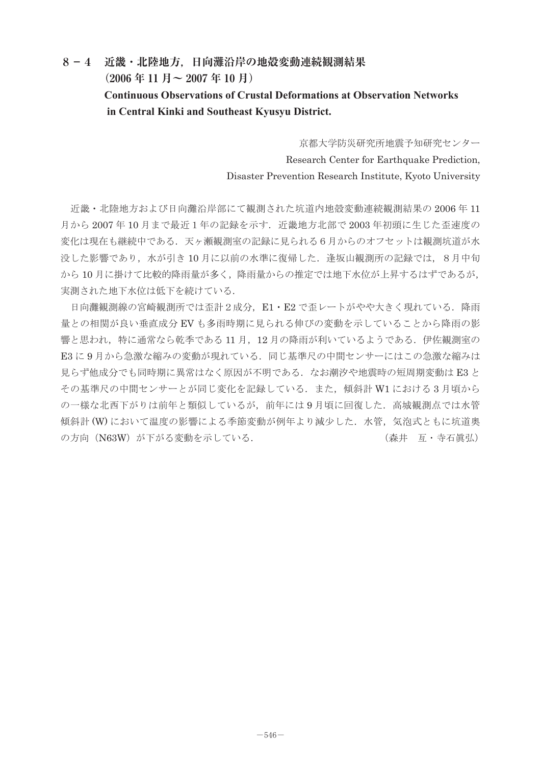# 8－4 近畿・北陸地方，日向灘沿岸の地殻変動連続観測結果（2006 年 11 月～ 2007 年 10 月）

## Continuous Observations of Crustal Deformations at Observation Networks in Central Kinki and Southeast Kyusyu District.

京都大学防災研究所地震予知研究センター

Research Center for Earthquake Prediction,
Disaster Prevention Research Institute, Kyoto University

近畿・北陸地方および日向灘沿岸部にて観測された坑道内地殻変動連続観測結果の 2006 年 11 月から 2007 年 10 月まで最近 1 年の記録を示す．近畿地方北部で 2003 年初頭に生じた歪速度の変化は現在も継続中である．天ヶ瀬観測室の記録に見られる 6 月からのオフセットは観測坑道が水没した影響であり，水が引き 10 月に以前の水準に復帰した．逢坂山観測所の記録では，8 月中旬から 10 月に掛けて比較的降雨量が多く，降雨量からの推定では地下水位が上昇するはずであるが，実測された地下水位は低下を続けている．

日向灘観測線の宮崎観測所では歪計 2 成分，E1・E2 で歪レートがやや大きく現れている．降雨量との相関が良い垂直成分 EV も多雨時期に見られる伸びの変動を示していることから降雨の影響と思われ，特に通常なら乾季である 11 月，12 月の降雨が利いているようである．伊佐観測室の E3 に 9 月から急激な縮みの変動が現れている．同じ基準尺の中間センサーにはこの急激な縮みは見らず他成分でも同時期に異常はなく原因が不明である．なお潮汐や地震時の短周期変動は E3 とその基準尺の中間センサーとが同じ変化を記録している．また，傾斜計 W1 における 3 月頃からの一様な北西下がりは前年と類似しているが，前年には 9 月頃に回復した．高城観測点では水管傾斜計 (W) において温度の影響による季節変動が例年より減少した．水管，気泡式ともに坑道奥の方向（N63W）が下がる変動を示している．

（森井　亙・寺石眞弘）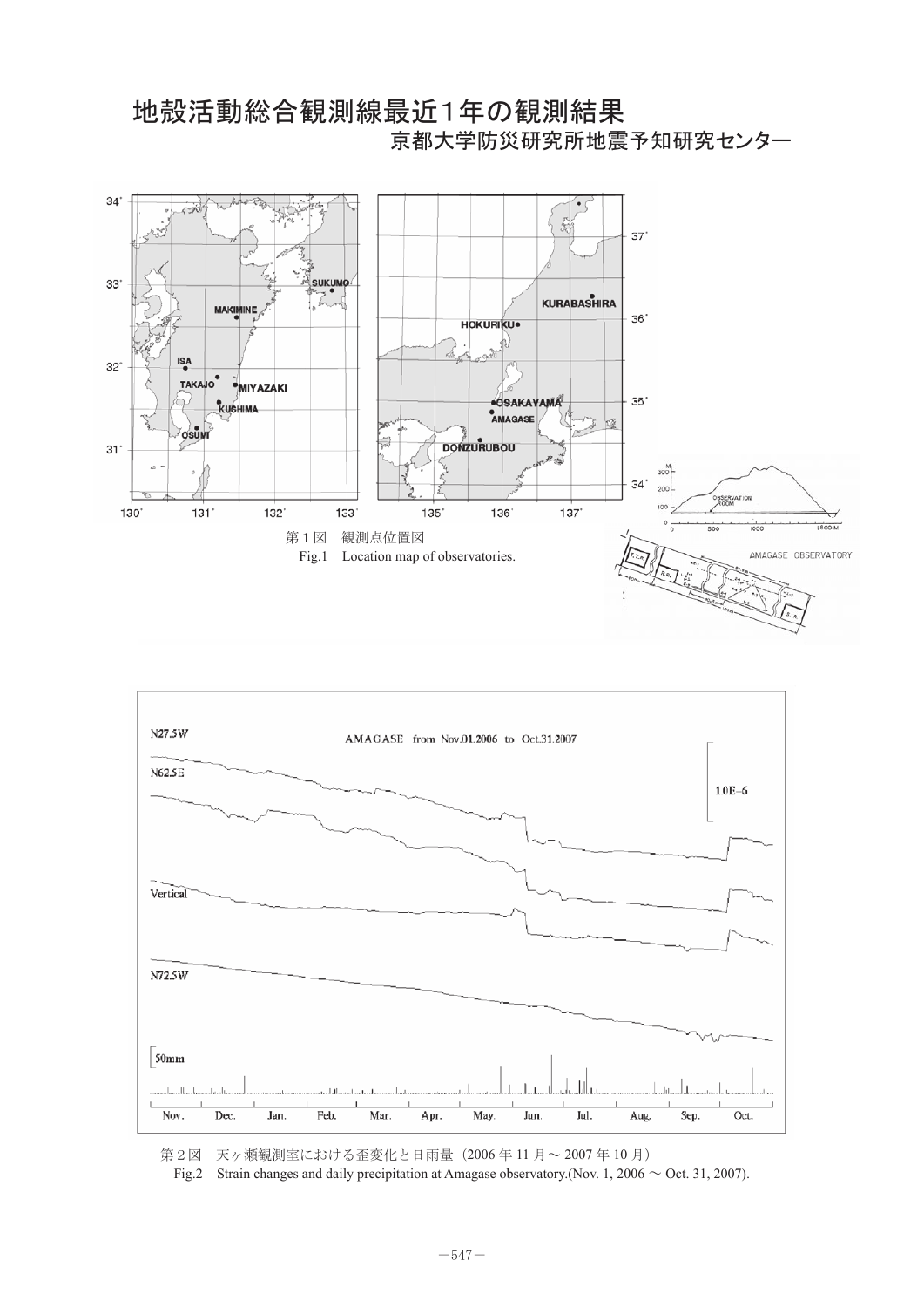# 地殻活動総合観測線最近1年の観測結果

京都大学防災研究所地震予知研究センター

第1図　観測点位置図

Fig.1　Location map of observatories.

第2図　天ヶ瀬観測室における歪変化と日雨量（2006 年 11 月～ 2007 年 10 月）

Fig.2　Strain changes and daily precipitation at Amagase observatory.(Nov. 1, 2006 ～ Oct. 31, 2007).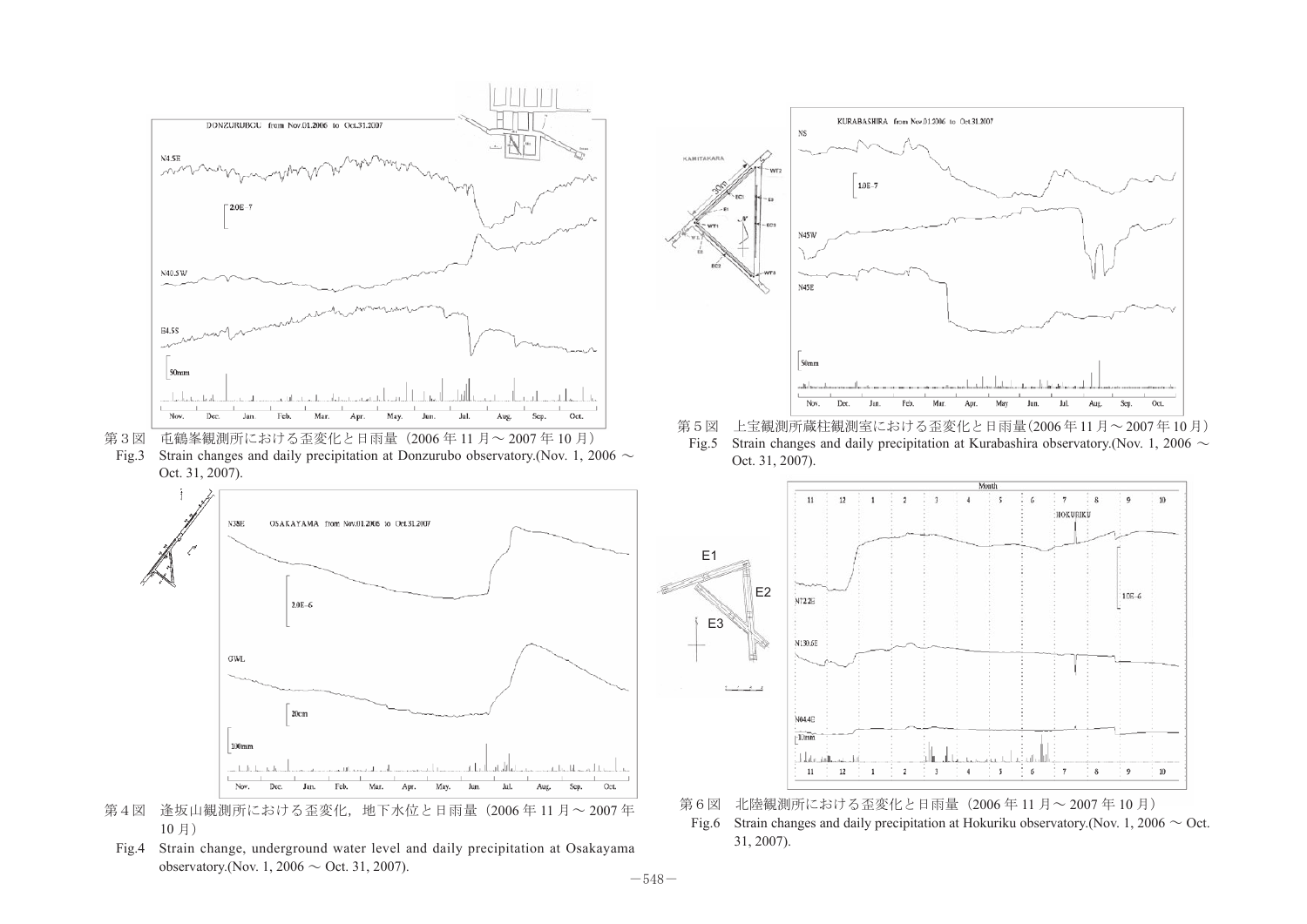第３図　屯鶴峯観測所における歪変化と日雨量（2006 年 11 月～ 2007 年 10 月）

Fig.3　Strain changes and daily precipitation at Donzurubo observatory.(Nov. 1, 2006 ～ Oct. 31, 2007).

第４図　逢坂山観測所における歪変化，地下水位と日雨量（2006 年 11 月～ 2007 年 10 月）

Fig.4　Strain change, underground water level and daily precipitation at Osakayama observatory.(Nov. 1, 2006 ～ Oct. 31, 2007).

第５図　上宝観測所蔵柱観測室における歪変化と日雨量(2006 年 11 月～ 2007 年 10 月)

Fig.5　Strain changes and daily precipitation at Kurabashira observatory.(Nov. 1, 2006 ～ Oct. 31, 2007).

第６図　北陸観測所における歪変化と日雨量（2006 年 11 月～ 2007 年 10 月）

Fig.6　Strain changes and daily precipitation at Hokuriku observatory.(Nov. 1, 2006 ～ Oct. 31, 2007).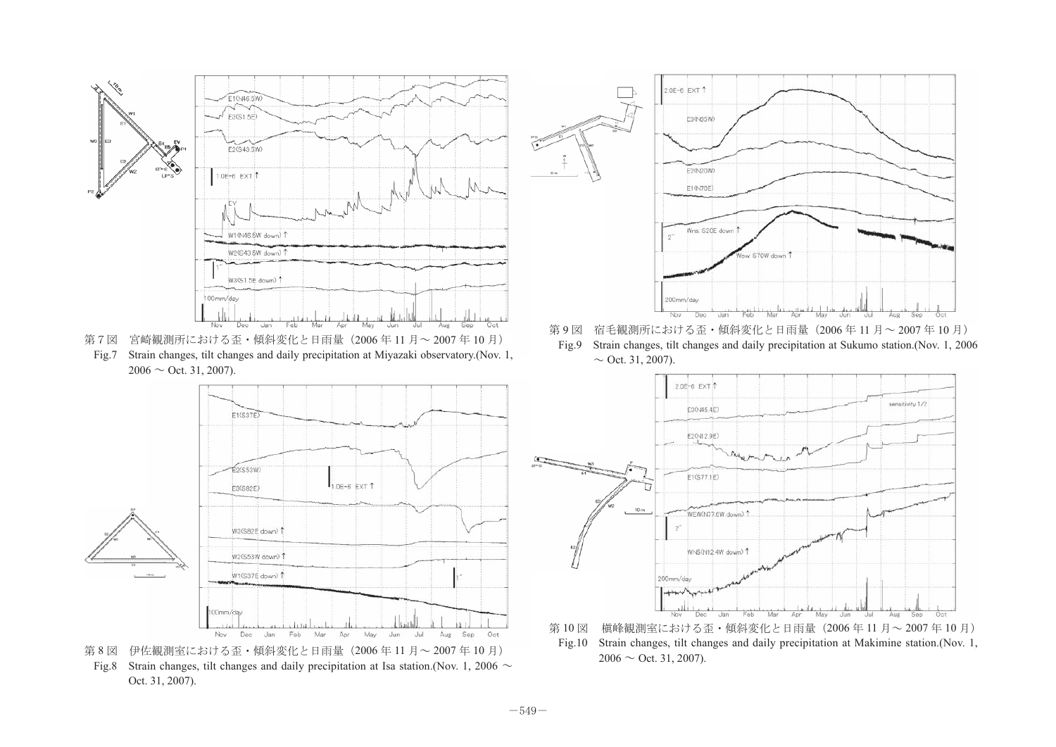第7図　宮崎観測所における歪・傾斜変化と日雨量（2006年11月～2007年10月）

Fig.7　Strain changes, tilt changes and daily precipitation at Miyazaki observatory.(Nov. 1, 2006 ～ Oct. 31, 2007).

第8図　伊佐観測室における歪・傾斜変化と日雨量（2006年11月～2007年10月）

Fig.8　Strain changes, tilt changes and daily precipitation at Isa station.(Nov. 1, 2006 ～ Oct. 31, 2007).

第9図　宿毛観測所における歪・傾斜変化と日雨量（2006年11月～2007年10月）

Fig.9　Strain changes, tilt changes and daily precipitation at Sukumo station.(Nov. 1, 2006 ～ Oct. 31, 2007).

第10図　槇峰観測室における歪・傾斜変化と日雨量（2006年11月～2007年10月）

Fig.10　Strain changes, tilt changes and daily precipitation at Makimine station.(Nov. 1, 2006 ～ Oct. 31, 2007).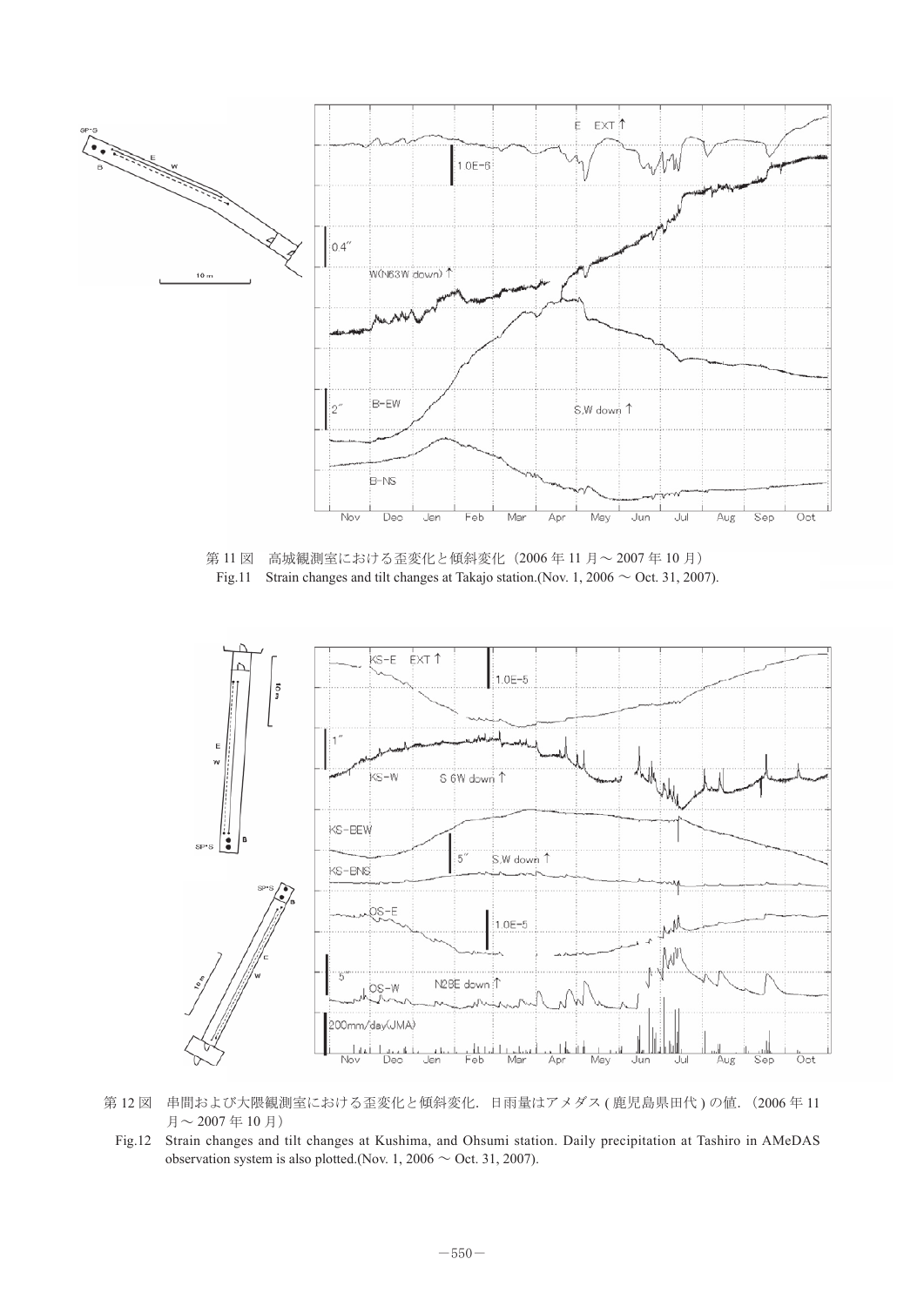SP·S

E

W

B

10 m

E EXT ↑

1.0E-6

0.4″

W(N63W down) ↑

B-EW

2″

S,W down ↑

B-NS

Nov Dec Jan Feb Mar Apr May Jun Jul Aug Sep Oct

第 11 図 高城観測室における歪変化と傾斜変化（2006 年 11 月～ 2007 年 10 月）

Fig.11 Strain changes and tilt changes at Takajo station.(Nov. 1, 2006 ～ Oct. 31, 2007).

10 m

E

W

SP·S

B

KS-E EXT ↑

1.0E-5

1″

KS-W

S 6W down ↑

KS-BEW

5″

S,W down ↑

KS-BNS

OS-E

1.0E-5

5″

OS-W

N28E down ↑

200mm/day(JMA)

Nov Dec Jan Feb Mar Apr May Jun Jul Aug Sep Oct

第 12 図 串間および大隅観測室における歪変化と傾斜変化．日雨量はアメダス ( 鹿児島県田代 ) の値．（2006 年 11 月～ 2007 年 10 月）

Fig.12 Strain changes and tilt changes at Kushima, and Ohsumi station. Daily precipitation at Tashiro in AMeDAS observation system is also plotted.(Nov. 1, 2006 ～ Oct. 31, 2007).